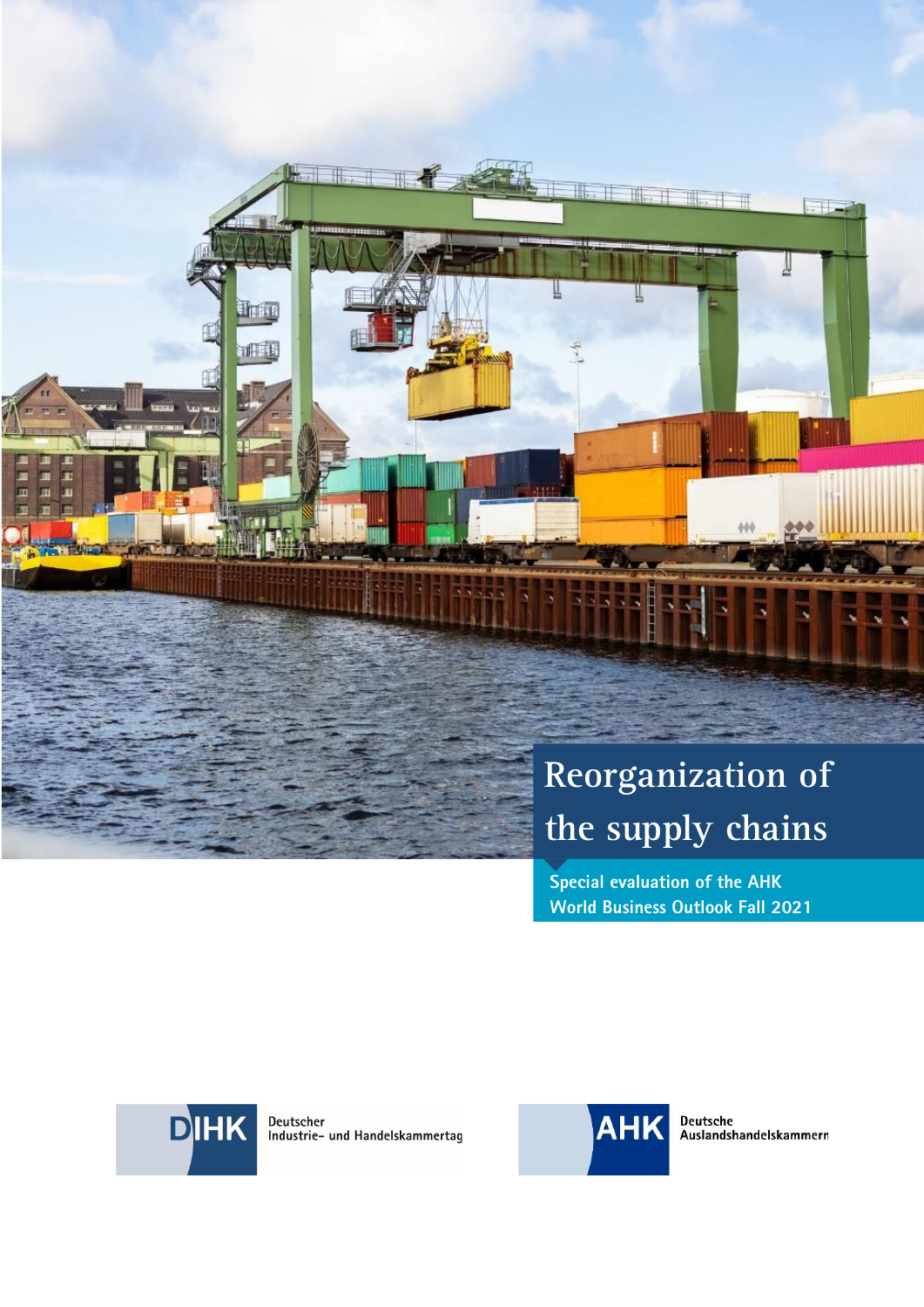# Reorganization of the supply chains

**Special evaluation of the AHK World Business Outlook Fall 2021**

DIHK Deutscher Industrie- und Handelskammertag

AHK Deutsche Auslandshandelskammern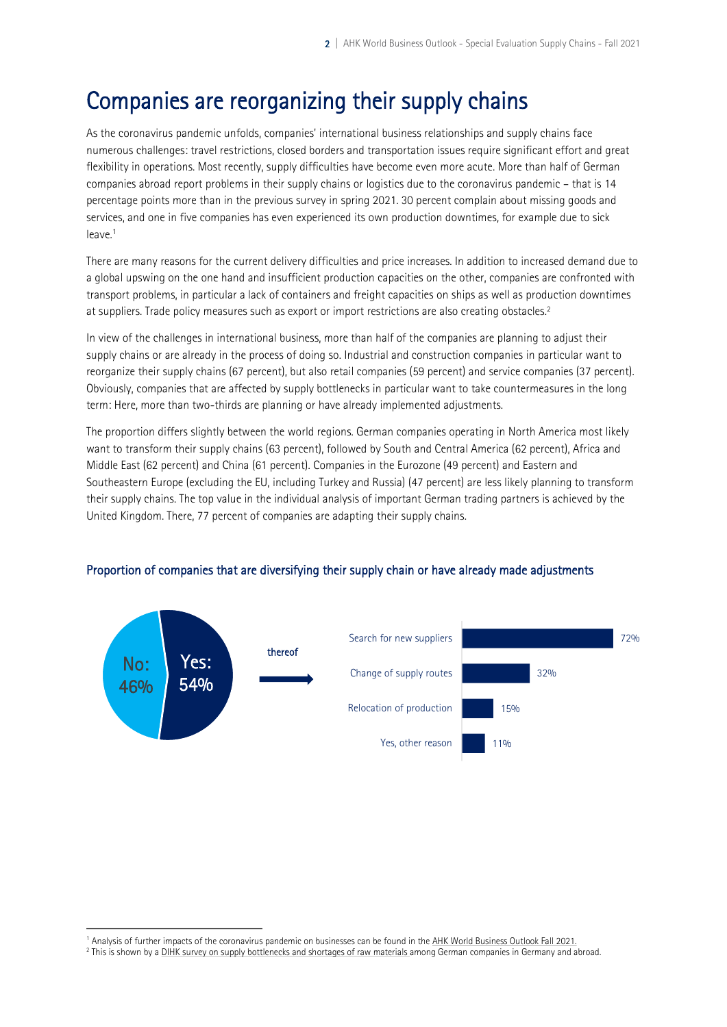# Companies are reorganizing their supply chains

As the coronavirus pandemic unfolds, companies' international business relationships and supply chains face numerous challenges: travel restrictions, closed borders and transportation issues require significant effort and great flexibility in operations. Most recently, supply difficulties have become even more acute. More than half of German companies abroad report problems in their supply chains or logistics due to the coronavirus pandemic – that is 14 percentage points more than in the previous survey in spring 2021. 30 percent complain about missing goods and services, and one in five companies has even experienced its own production downtimes, for example due to sick leave.[1]

There are many reasons for the current delivery difficulties and price increases. In addition to increased demand due to a global upswing on the one hand and insufficient production capacities on the other, companies are confronted with transport problems, in particular a lack of containers and freight capacities on ships as well as production downtimes at suppliers. Trade policy measures such as export or import restrictions are also creating obstacles.[2]

In view of the challenges in international business, more than half of the companies are planning to adjust their supply chains or are already in the process of doing so. Industrial and construction companies in particular want to reorganize their supply chains (67 percent), but also retail companies (59 percent) and service companies (37 percent). Obviously, companies that are affected by supply bottlenecks in particular want to take countermeasures in the long term: Here, more than two-thirds are planning or have already implemented adjustments.

The proportion differs slightly between the world regions. German companies operating in North America most likely want to transform their supply chains (63 percent), followed by South and Central America (62 percent), Africa and Middle East (62 percent) and China (61 percent). Companies in the Eurozone (49 percent) and Eastern and Southeastern Europe (excluding the EU, including Turkey and Russia) (47 percent) are less likely planning to transform their supply chains. The top value in the individual analysis of important German trading partners is achieved by the United Kingdom. There, 77 percent of companies are adapting their supply chains.

### Proportion of companies that are diversifying their supply chain or have already made adjustments

No: 46% | Yes: 54%

thereof

| | |
|---|---|
| Search for new suppliers | 72% |
| Change of supply routes | 32% |
| Relocation of production | 15% |
| Yes, other reason | 11% |

---

[1] Analysis of further impacts of the coronavirus pandemic on businesses can be found in the AHK World Business Outlook Fall 2021.

[2] This is shown by a DIHK survey on supply bottlenecks and shortages of raw materials among German companies in Germany and abroad.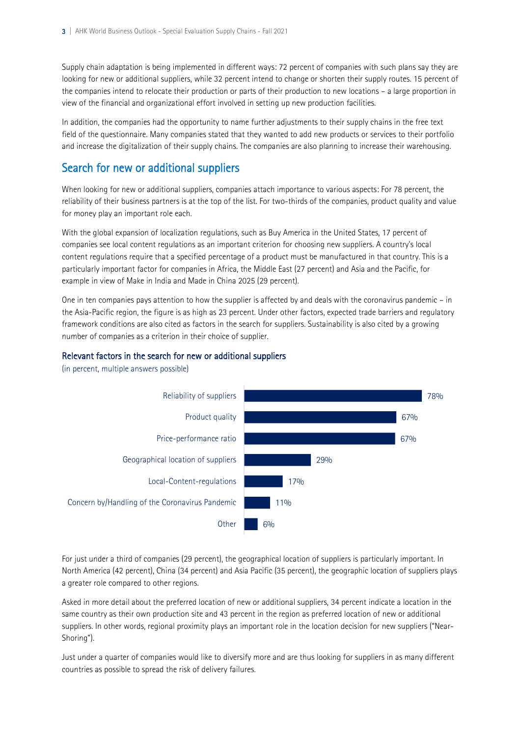Supply chain adaptation is being implemented in different ways: 72 percent of companies with such plans say they are looking for new or additional suppliers, while 32 percent intend to change or shorten their supply routes. 15 percent of the companies intend to relocate their production or parts of their production to new locations – a large proportion in view of the financial and organizational effort involved in setting up new production facilities.

In addition, the companies had the opportunity to name further adjustments to their supply chains in the free text field of the questionnaire. Many companies stated that they wanted to add new products or services to their portfolio and increase the digitalization of their supply chains. The companies are also planning to increase their warehousing.

## Search for new or additional suppliers

When looking for new or additional suppliers, companies attach importance to various aspects: For 78 percent, the reliability of their business partners is at the top of the list. For two-thirds of the companies, product quality and value for money play an important role each.

With the global expansion of localization regulations, such as Buy America in the United States, 17 percent of companies see local content regulations as an important criterion for choosing new suppliers. A country's local content regulations require that a specified percentage of a product must be manufactured in that country. This is a particularly important factor for companies in Africa, the Middle East (27 percent) and Asia and the Pacific, for example in view of Make in India and Made in China 2025 (29 percent).

One in ten companies pays attention to how the supplier is affected by and deals with the coronavirus pandemic – in the Asia-Pacific region, the figure is as high as 23 percent. Under other factors, expected trade barriers and regulatory framework conditions are also cited as factors in the search for suppliers. Sustainability is also cited by a growing number of companies as a criterion in their choice of supplier.

### Relevant factors in the search for new or additional suppliers

(in percent, multiple answers possible)

| Factor | Percent |
| --- | --- |
| Reliability of suppliers | 78% |
| Product quality | 67% |
| Price-performance ratio | 67% |
| Geographical location of suppliers | 29% |
| Local-Content-regulations | 17% |
| Concern by/Handling of the Coronavirus Pandemic | 11% |
| Other | 6% |

For just under a third of companies (29 percent), the geographical location of suppliers is particularly important. In North America (42 percent), China (34 percent) and Asia Pacific (35 percent), the geographic location of suppliers plays a greater role compared to other regions.

Asked in more detail about the preferred location of new or additional suppliers, 34 percent indicate a location in the same country as their own production site and 43 percent in the region as preferred location of new or additional suppliers. In other words, regional proximity plays an important role in the location decision for new suppliers ("Near-Shoring").

Just under a quarter of companies would like to diversify more and are thus looking for suppliers in as many different countries as possible to spread the risk of delivery failures.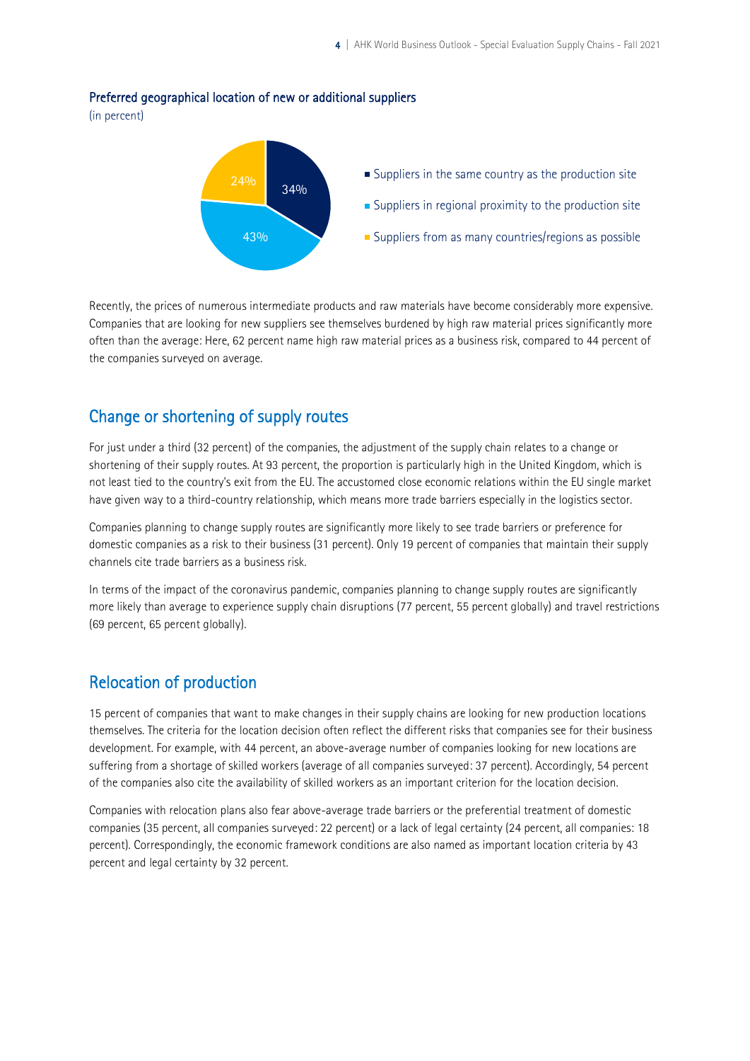**Preferred geographical location of new or additional suppliers**

(in percent)

| Preferred location | Percent |
|---|---|
| Suppliers in the same country as the production site | 34% |
| Suppliers in regional proximity to the production site | 43% |
| Suppliers from as many countries/regions as possible | 24% |

Recently, the prices of numerous intermediate products and raw materials have become considerably more expensive. Companies that are looking for new suppliers see themselves burdened by high raw material prices significantly more often than the average: Here, 62 percent name high raw material prices as a business risk, compared to 44 percent of the companies surveyed on average.

## Change or shortening of supply routes

For just under a third (32 percent) of the companies, the adjustment of the supply chain relates to a change or shortening of their supply routes. At 93 percent, the proportion is particularly high in the United Kingdom, which is not least tied to the country's exit from the EU. The accustomed close economic relations within the EU single market have given way to a third-country relationship, which means more trade barriers especially in the logistics sector.

Companies planning to change supply routes are significantly more likely to see trade barriers or preference for domestic companies as a risk to their business (31 percent). Only 19 percent of companies that maintain their supply channels cite trade barriers as a business risk.

In terms of the impact of the coronavirus pandemic, companies planning to change supply routes are significantly more likely than average to experience supply chain disruptions (77 percent, 55 percent globally) and travel restrictions (69 percent, 65 percent globally).

## Relocation of production

15 percent of companies that want to make changes in their supply chains are looking for new production locations themselves. The criteria for the location decision often reflect the different risks that companies see for their business development. For example, with 44 percent, an above-average number of companies looking for new locations are suffering from a shortage of skilled workers (average of all companies surveyed: 37 percent). Accordingly, 54 percent of the companies also cite the availability of skilled workers as an important criterion for the location decision.

Companies with relocation plans also fear above-average trade barriers or the preferential treatment of domestic companies (35 percent, all companies surveyed: 22 percent) or a lack of legal certainty (24 percent, all companies: 18 percent). Correspondingly, the economic framework conditions are also named as important location criteria by 43 percent and legal certainty by 32 percent.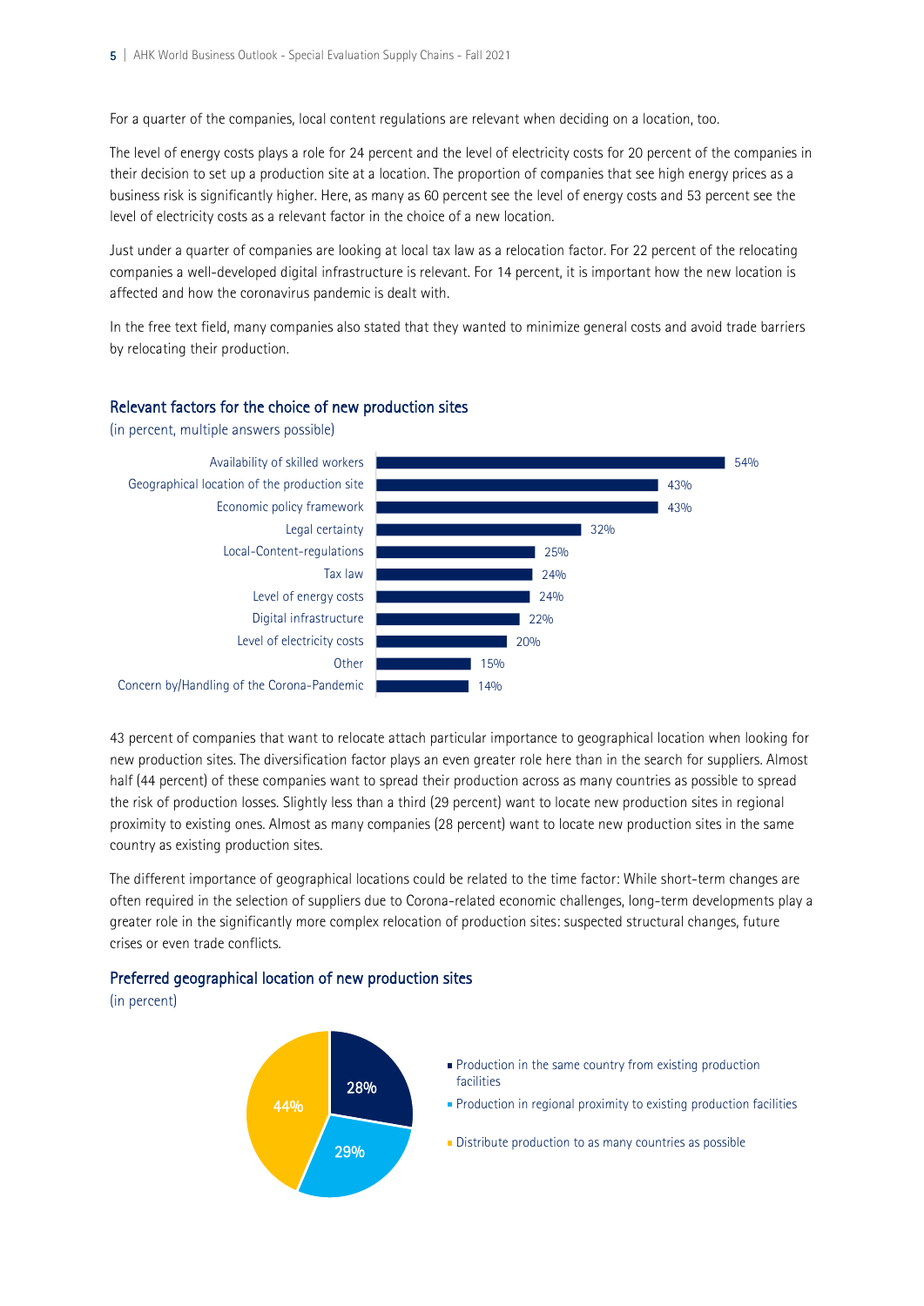For a quarter of the companies, local content regulations are relevant when deciding on a location, too.

The level of energy costs plays a role for 24 percent and the level of electricity costs for 20 percent of the companies in their decision to set up a production site at a location. The proportion of companies that see high energy prices as a business risk is significantly higher. Here, as many as 60 percent see the level of energy costs and 53 percent see the level of electricity costs as a relevant factor in the choice of a new location.

Just under a quarter of companies are looking at local tax law as a relocation factor. For 22 percent of the relocating companies a well-developed digital infrastructure is relevant. For 14 percent, it is important how the new location is affected and how the coronavirus pandemic is dealt with.

In the free text field, many companies also stated that they wanted to minimize general costs and avoid trade barriers by relocating their production.

### Relevant factors for the choice of new production sites

(in percent, multiple answers possible)

| Factor | Percent |
|---|---|
| Availability of skilled workers | 54% |
| Geographical location of the production site | 43% |
| Economic policy framework | 43% |
| Legal certainty | 32% |
| Local-Content-regulations | 25% |
| Tax law | 24% |
| Level of energy costs | 24% |
| Digital infrastructure | 22% |
| Level of electricity costs | 20% |
| Other | 15% |
| Concern by/Handling of the Corona-Pandemic | 14% |

43 percent of companies that want to relocate attach particular importance to geographical location when looking for new production sites. The diversification factor plays an even greater role here than in the search for suppliers. Almost half (44 percent) of these companies want to spread their production across as many countries as possible to spread the risk of production losses. Slightly less than a third (29 percent) want to locate new production sites in regional proximity to existing ones. Almost as many companies (28 percent) want to locate new production sites in the same country as existing production sites.

The different importance of geographical locations could be related to the time factor: While short-term changes are often required in the selection of suppliers due to Corona-related economic challenges, long-term developments play a greater role in the significantly more complex relocation of production sites: suspected structural changes, future crises or even trade conflicts.

### Preferred geographical location of new production sites

(in percent)

| Location | Percent |
|---|---|
| Production in the same country from existing production facilities | 28% |
| Production in regional proximity to existing production facilities | 29% |
| Distribute production to as many countries as possible | 44% |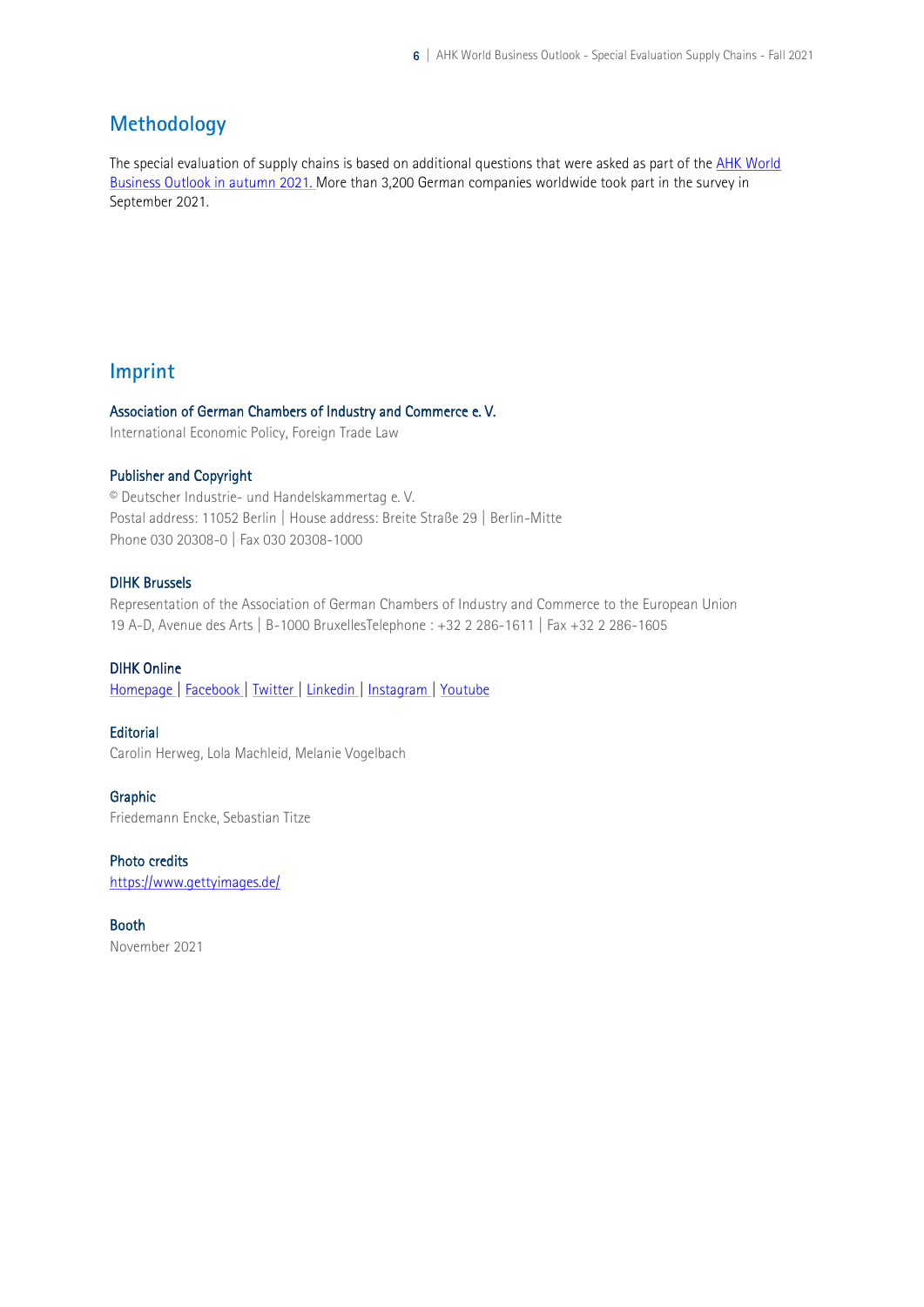## Methodology

The special evaluation of supply chains is based on additional questions that were asked as part of the AHK World Business Outlook in autumn 2021. More than 3,200 German companies worldwide took part in the survey in September 2021.

## Imprint

**Association of German Chambers of Industry and Commerce e. V.**
International Economic Policy, Foreign Trade Law

**Publisher and Copyright**
© Deutscher Industrie- und Handelskammertag e. V.
Postal address: 11052 Berlin | House address: Breite Straße 29 | Berlin-Mitte
Phone 030 20308-0 | Fax 030 20308-1000

**DIHK Brussels**
Representation of the Association of German Chambers of Industry and Commerce to the European Union
19 A-D, Avenue des Arts | B-1000 BruxellesTelephone : +32 2 286-1611 | Fax +32 2 286-1605

**DIHK Online**
Homepage | Facebook | Twitter | Linkedin | Instagram | Youtube

**Editorial**
Carolin Herweg, Lola Machleid, Melanie Vogelbach

**Graphic**
Friedemann Encke, Sebastian Titze

**Photo credits**
https://www.gettyimages.de/

**Booth**
November 2021